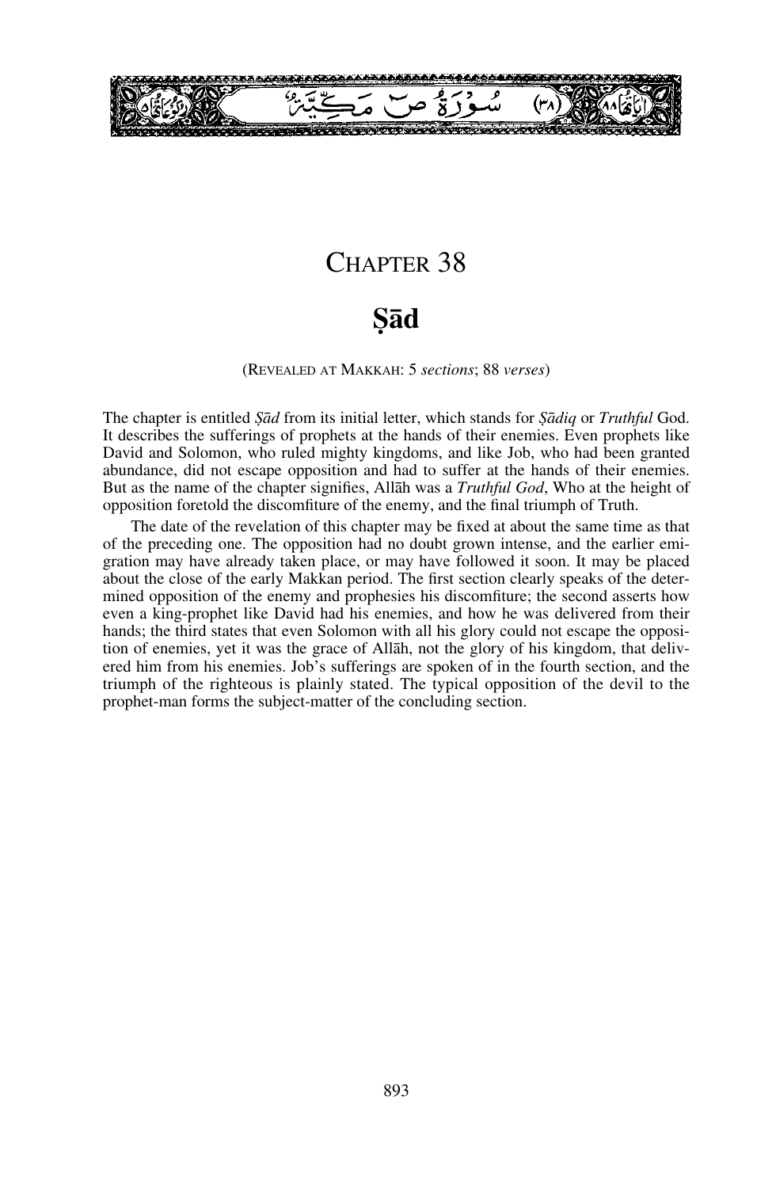سُوْرَةُ صٓ مَكِّيَّةٌ (٣٨) اٰيَاتُهَا ٨٨ رُكُوْعَاتُهَا ٥

# CHAPTER 38

# Ṣād

(REVEALED AT MAKKAH: 5 *sections*; 88 *verses*)

The chapter is entitled *Ṣād* from its initial letter, which stands for *Ṣādiq* or *Truthful* God. It describes the sufferings of prophets at the hands of their enemies. Even prophets like David and Solomon, who ruled mighty kingdoms, and like Job, who had been granted abundance, did not escape opposition and had to suffer at the hands of their enemies. But as the name of the chapter signifies, Allāh was a *Truthful God*, Who at the height of opposition foretold the discomfiture of the enemy, and the final triumph of Truth.

The date of the revelation of this chapter may be fixed at about the same time as that of the preceding one. The opposition had no doubt grown intense, and the earlier emigration may have already taken place, or may have followed it soon. It may be placed about the close of the early Makkan period. The first section clearly speaks of the determined opposition of the enemy and prophesies his discomfiture; the second asserts how even a king-prophet like David had his enemies, and how he was delivered from their hands; the third states that even Solomon with all his glory could not escape the opposition of enemies, yet it was the grace of Allāh, not the glory of his kingdom, that delivered him from his enemies. Job's sufferings are spoken of in the fourth section, and the triumph of the righteous is plainly stated. The typical opposition of the devil to the prophet-man forms the subject-matter of the concluding section.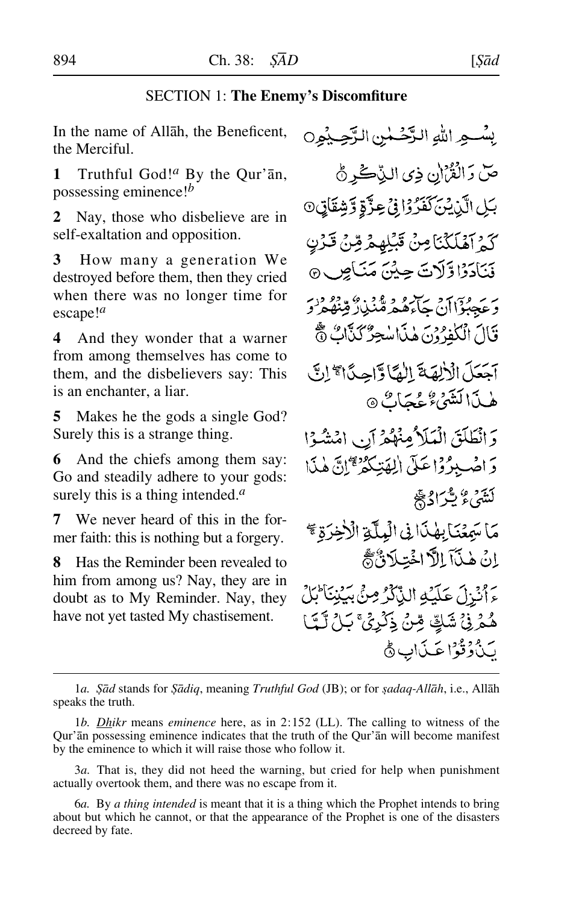## SECTION 1: **The Enemy's Discomfiture**

In the name of Allāh, the Beneficent, the Merciful.

بِسْمِ اللّٰهِ الرَّحْمٰنِ الرَّحِيْمِ

**1** Truthful God![a] By the Qur'ān, possessing eminence![b]

صٓ وَالْقُرْاٰنِ ذِى الذِّكْرِ ۟ؕ

**2** Nay, those who disbelieve are in self-exaltation and opposition.

بَلِ الَّذِيْنَ كَفَرُوْا فِىْ عِزَّةٍ وَّشِقَاقٍ ۟

**3** How many a generation We destroyed before them, then they cried when there was no longer time for escape![a]

كَمْ اَهْلَكْنَا مِنْ قَبْلِهِمْ مِّنْ قَرْنٍ فَنَادَوْا وَّلَاتَ حِيْنَ مَنَاصٍ ۟

**4** And they wonder that a warner from among themselves has come to them, and the disbelievers say: This is an enchanter, a liar.

وَعَجِبُوْۤا اَنْ جَآءَهُمْ مُّنْذِرٌ مِّنْهُمْ ۫ وَقَالَ الْكٰفِرُوْنَ هٰذَا سٰحِرٌ كَذَّابٌ ۟ۖۚ

**5** Makes he the gods a single God? Surely this is a strange thing.

اَجَعَلَ الْاٰلِهَةَ اِلٰهًا وَّاحِدًا ۚۖ اِنَّ هٰذَا لَشَىْءٌ عُجَابٌ ۟

**6** And the chiefs among them say: Go and steadily adhere to your gods: surely this is a thing intended.[a]

وَانْطَلَقَ الْمَلَاُ مِنْهُمْ اَنِ امْشُوْا وَاصْبِرُوْا عَلٰۤى اٰلِهَتِكُمْ ۖۚ اِنَّ هٰذَا لَشَىْءٌ يُّرَادُ ۟ۖۚ

**7** We never heard of this in the former faith: this is nothing but a forgery.

مَا سَمِعْنَا بِهٰذَا فِى الْمِلَّةِ الْاٰخِرَةِ ۖۚ اِنْ هٰذَاۤ اِلَّا اخْتِلَاقٌ ۟ۖۚ

**8** Has the Reminder been revealed to him from among us? Nay, they are in doubt as to My Reminder. Nay, they have not yet tasted My chastisement.

ءَاُنْزِلَ عَلَيْهِ الذِّكْرُ مِنْۢ بَيْنِنَا ؕ بَلْ هُمْ فِىْ شَكٍّ مِّنْ ذِكْرِىْ ۚ بَلْ لَّمَّا يَذُوْقُوْا عَذَابِ ۟ؕ

---

1*a.* *Ṣād* stands for *Ṣādiq*, meaning *Truthful God* (JB); or for *ṣadaq-Allāh*, i.e., Allāh speaks the truth.

1*b.* *Dhikr* means *eminence* here, as in 2:152 (LL). The calling to witness of the Qur'ān possessing eminence indicates that the truth of the Qur'ān will become manifest by the eminence to which it will raise those who follow it.

3*a.* That is, they did not heed the warning, but cried for help when punishment actually overtook them, and there was no escape from it.

6*a.* By *a thing intended* is meant that it is a thing which the Prophet intends to bring about but which he cannot, or that the appearance of the Prophet is one of the disasters decreed by fate.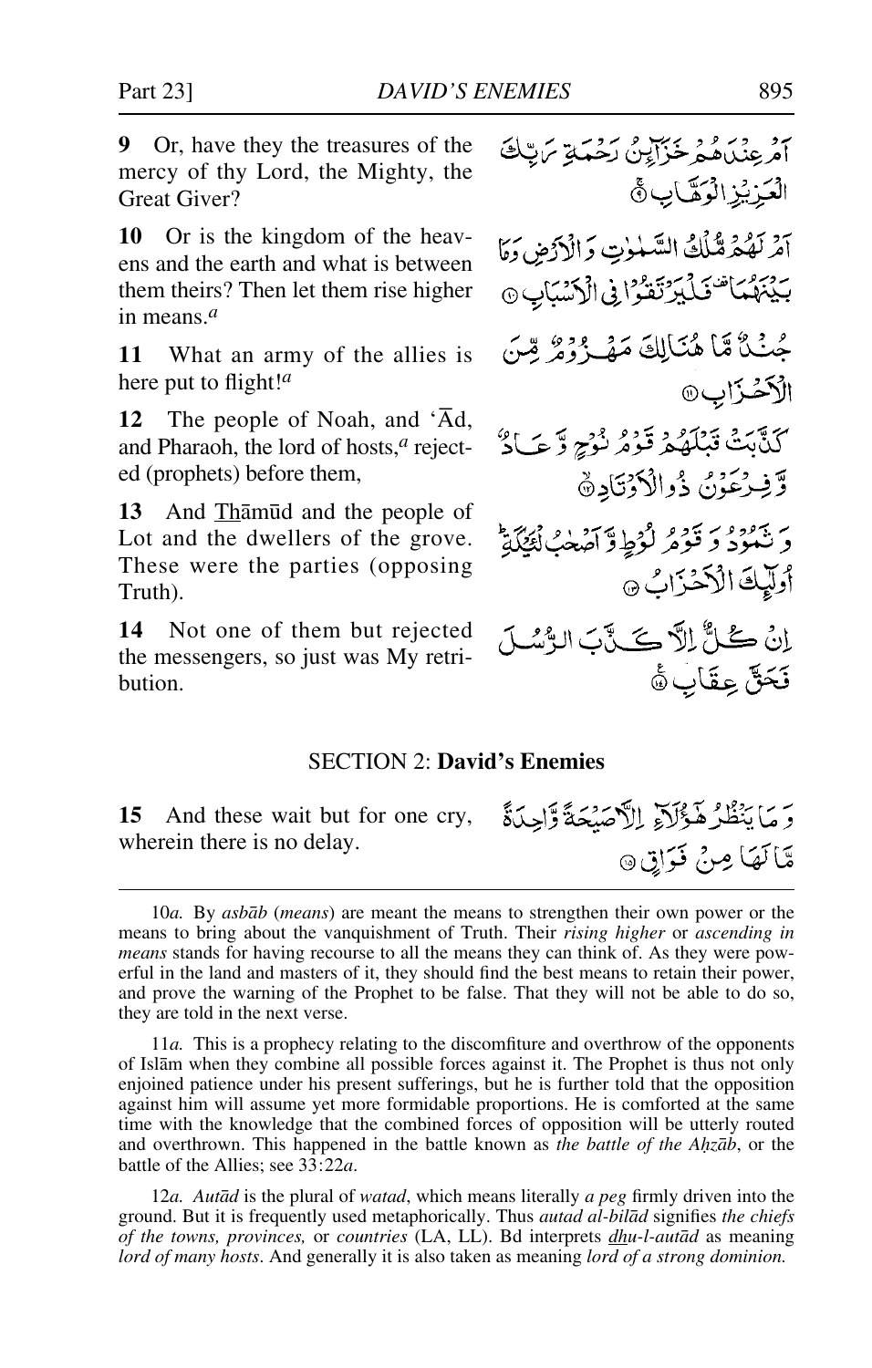**9** Or, have they the treasures of the mercy of thy Lord, the Mighty, the Great Giver?

أَمْ عِندَهُمْ خَزَآئِنُ رَحْمَةِ رَبِّكَ الْعَزِيزِ الْوَهَّابِ ﴿٩﴾

**10** Or is the kingdom of the heavens and the earth and what is between them theirs? Then let them rise higher in means.[a]

أَمْ لَهُم مُّلْكُ السَّمَاوَاتِ وَالْأَرْضِ وَمَا بَيْنَهُمَا ۖ فَلْيَرْتَقُوا فِي الْأَسْبَابِ ﴿١٠﴾

**11** What an army of the allies is here put to flight![a]

جُندٌ مَّا هُنَالِكَ مَهْزُومٌ مِّنَ الْأَحْزَابِ ﴿١١﴾

**12** The people of Noah, and 'Ād, and Pharaoh, the lord of hosts,[a] rejected (prophets) before them,

كَذَّبَتْ قَبْلَهُمْ قَوْمُ نُوحٍ وَعَادٌ وَفِرْعَوْنُ ذُو الْأَوْتَادِ ﴿١٢﴾

**13** And Thāmūd and the people of Lot and the dwellers of the grove. These were the parties (opposing Truth).

وَثَمُودُ وَقَوْمُ لُوطٍ وَأَصْحَابُ لْئَيْكَةِ ۚ أُولَٰئِكَ الْأَحْزَابُ ﴿١٣﴾

**14** Not one of them but rejected the messengers, so just was My retribution.

إِن كُلٌّ إِلَّا كَذَّبَ الرُّسُلَ فَحَقَّ عِقَابِ ﴿١٤﴾

## SECTION 2: **David's Enemies**

**15** And these wait but for one cry, wherein there is no delay.

وَمَا يَنظُرُ هَٰؤُلَاءِ إِلَّا صَيْحَةً وَاحِدَةً مَّا لَهَا مِن فَوَاقٍ ﴿١٥﴾

---

10*a.* By *asbāb* (*means*) are meant the means to strengthen their own power or the means to bring about the vanquishment of Truth. Their *rising higher* or *ascending in means* stands for having recourse to all the means they can think of. As they were powerful in the land and masters of it, they should find the best means to retain their power, and prove the warning of the Prophet to be false. That they will not be able to do so, they are told in the next verse.

11*a.* This is a prophecy relating to the discomfiture and overthrow of the opponents of Islām when they combine all possible forces against it. The Prophet is thus not only enjoined patience under his present sufferings, but he is further told that the opposition against him will assume yet more formidable proportions. He is comforted at the same time with the knowledge that the combined forces of opposition will be utterly routed and overthrown. This happened in the battle known as *the battle of the Aḥzāb*, or the battle of the Allies; see 33:22*a*.

12*a.* *Autād* is the plural of *watad*, which means literally *a peg* firmly driven into the ground. But it is frequently used metaphorically. Thus *autad al-bilād* signifies *the chiefs of the towns, provinces,* or *countries* (LA, LL). Bd interprets *dhu-l-autād* as meaning *lord of many hosts*. And generally it is also taken as meaning *lord of a strong dominion.*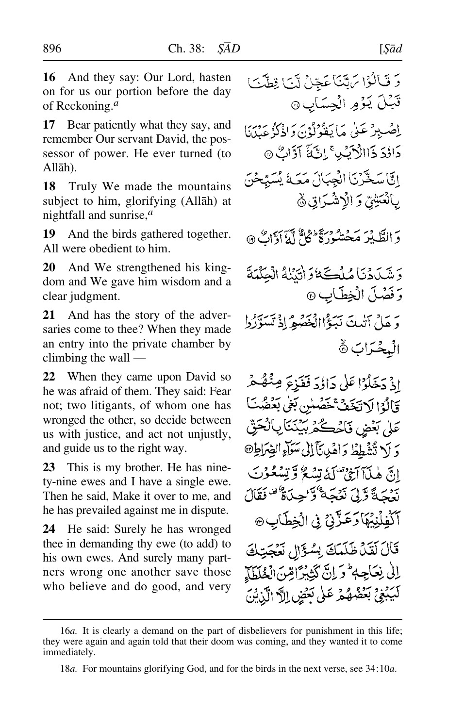**16** And they say: Our Lord, hasten on for us our portion before the day of Reckoning.[a]

وَ قَالُوْا رَبَّنَا عَجِّلْ لَّنَا قِطَّنَا قَبْلَ يَوْمِ الْحِسَابِ ۝

**17** Bear patiently what they say, and remember Our servant David, the possessor of power. He ever turned (to Allāh).

اِصْبِرْ عَلٰى مَا يَقُوْلُوْنَ وَ اذْكُرْ عَبْدَنَا دَاوٗدَ ذَا الْاَيْدِ ۚ اِنَّهٗۤ اَوَّابٌ ۝

**18** Truly We made the mountains subject to him, glorifying (Allāh) at nightfall and sunrise,[a]

اِنَّا سَخَّرْنَا الْجِبَالَ مَعَهٗ يُسَبِّحْنَ بِالْعَشِيِّ وَ الْاِشْرَاقِ ۝

**19** And the birds gathered together. All were obedient to him.

وَ الطَّيْرَ مَحْشُوْرَةً ؕ كُلٌّ لَّهٗۤ اَوَّابٌ ۝

**20** And We strengthened his kingdom and We gave him wisdom and a clear judgment.

وَ شَدَدْنَا مُلْكَهٗ وَ اٰتَيْنٰهُ الْحِكْمَةَ وَ فَصْلَ الْخِطَابِ ۝

**21** And has the story of the adversaries come to thee? When they made an entry into the private chamber by climbing the wall —

وَ هَلْ اَتٰىكَ نَبَؤُا الْخَصْمِ ۘ اِذْ تَسَوَّرُوا الْمِحْرَابَ ۝

**22** When they came upon David so he was afraid of them. They said: Fear not; two litigants, of whom one has wronged the other, so decide between us with justice, and act not unjustly, and guide us to the right way.

اِذْ دَخَلُوْا عَلٰى دَاوٗدَ فَفَزِعَ مِنْهُمْ قَالُوْا لَا تَخَفْ ۚ خَصْمٰنِ بَغٰى بَعْضُنَا عَلٰى بَعْضٍ فَاحْكُمْ بَيْنَنَا بِالْحَقِّ وَ لَا تُشْطِطْ وَ اهْدِنَاۤ اِلٰى سَوَآءِ الصِّرَاطِ ۝

**23** This is my brother. He has ninety-nine ewes and I have a single ewe. Then he said, Make it over to me, and he has prevailed against me in dispute.

اِنَّ هٰذَاۤ اَخِيْ ۟ لَهٗ تِسْعٌ وَّ تِسْعُوْنَ نَعْجَةً وَّ لِيَ نَعْجَةٌ وَّاحِدَةٌ ۟ فَقَالَ اَكْفِلْنِيْهَا وَ عَزَّنِيْ فِي الْخِطَابِ ۝

**24** He said: Surely he has wronged thee in demanding thy ewe (to add) to his own ewes. And surely many partners wrong one another save those who believe and do good, and very

قَالَ لَقَدْ ظَلَمَكَ بِسُؤَالِ نَعْجَتِكَ اِلٰى نِعَاجِهٖ ؕ وَ اِنَّ كَثِيْرًا مِّنَ الْخُلَطَآءِ لَيَبْغِيْ بَعْضُهُمْ عَلٰى بَعْضٍ اِلَّا الَّذِيْنَ

---

16*a.* It is clearly a demand on the part of disbelievers for punishment in this life; they were again and again told that their doom was coming, and they wanted it to come immediately.

18*a.* For mountains glorifying God, and for the birds in the next verse, see 34:10*a*.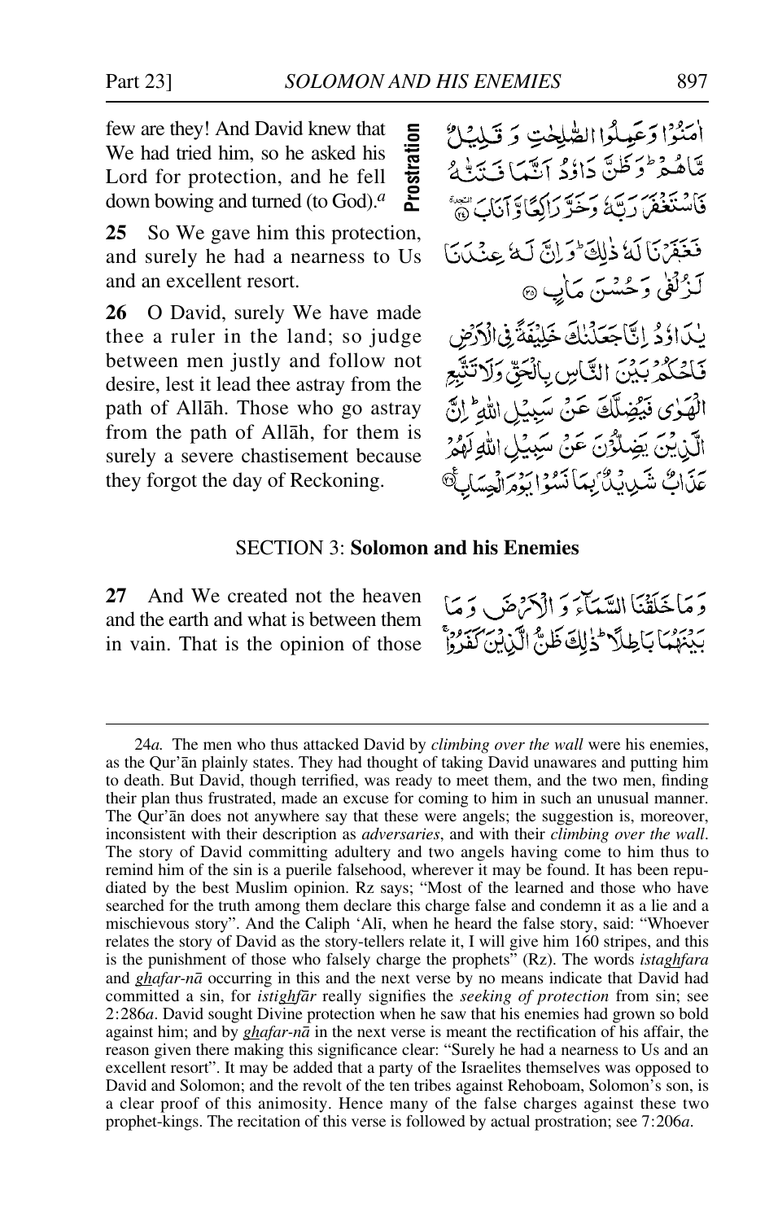few are they! And David knew that We had tried him, so he asked his Lord for protection, and he fell down bowing and turned (to God).[a]

Prostration

اٰمَنُوْا وَعَمِلُوا الصّٰلِحٰتِ وَ قَلِيْلٌ مَّا هُمْ ؕ وَظَنَّ دَاوٗدُ اَنَّمَا فَتَنّٰهُ فَاسْتَغْفَرَ رَبَّهٗ وَخَرَّ رَاكِعًا وَّ اَنَابَ ۩ ﴿۲۴﴾

**25** So We gave him this protection, and surely he had a nearness to Us and an excellent resort.

فَغَفَرْنَا لَهٗ ذٰلِكَ ؕ وَاِنَّ لَهٗ عِنْدَنَا لَزُلْفٰى وَحُسْنَ مَاٰبٍ ﴿۲۵﴾

**26** O David, surely We have made thee a ruler in the land; so judge between men justly and follow not desire, lest it lead thee astray from the path of Allāh. Those who go astray from the path of Allāh, for them is surely a severe chastisement because they forgot the day of Reckoning.

يٰدَاوٗدُ اِنَّا جَعَلْنٰكَ خَلِيْفَةً فِى الْاَرْضِ فَاحْكُمْ بَيْنَ النَّاسِ بِالْحَقِّ وَلَا تَتَّبِعِ الْهَوٰى فَيُضِلَّكَ عَنْ سَبِيْلِ اللّٰهِ ؕ اِنَّ الَّذِيْنَ يَضِلُّوْنَ عَنْ سَبِيْلِ اللّٰهِ لَهُمْ عَذَابٌ شَدِيْدٌۢ بِمَا نَسُوْا يَوْمَ الْحِسَابِ ﴿۲۶﴾

## SECTION 3: **Solomon and his Enemies**

**27** And We created not the heaven and the earth and what is between them in vain. That is the opinion of those

وَمَا خَلَقْنَا السَّمَآءَ وَالْاَرْضَ وَمَا بَيْنَهُمَا بَاطِلًا ؕ ذٰلِكَ ظَنُّ الَّذِيْنَ كَفَرُوْا ۚ

---

24*a.* The men who thus attacked David by *climbing over the wall* were his enemies, as the Qur'ān plainly states. They had thought of taking David unawares and putting him to death. But David, though terrified, was ready to meet them, and the two men, finding their plan thus frustrated, made an excuse for coming to him in such an unusual manner. The Qur'ān does not anywhere say that these were angels; the suggestion is, moreover, inconsistent with their description as *adversaries*, and with their *climbing over the wall*. The story of David committing adultery and two angels having come to him thus to remind him of the sin is a puerile falsehood, wherever it may be found. It has been repudiated by the best Muslim opinion. Rz says; "Most of the learned and those who have searched for the truth among them declare this charge false and condemn it as a lie and a mischievous story". And the Caliph 'Alī, when he heard the false story, said: "Whoever relates the story of David as the story-tellers relate it, I will give him 160 stripes, and this is the punishment of those who falsely charge the prophets" (Rz). The words *istaghfara* and *ghafar-nā* occurring in this and the next verse by no means indicate that David had committed a sin, for *istighfār* really signifies the *seeking of protection* from sin; see 2:286*a*. David sought Divine protection when he saw that his enemies had grown so bold against him; and by *ghafar-nā* in the next verse is meant the rectification of his affair, the reason given there making this significance clear: "Surely he had a nearness to Us and an excellent resort". It may be added that a party of the Israelites themselves was opposed to David and Solomon; and the revolt of the ten tribes against Rehoboam, Solomon's son, is a clear proof of this animosity. Hence many of the false charges against these two prophet-kings. The recitation of this verse is followed by actual prostration; see 7:206*a*.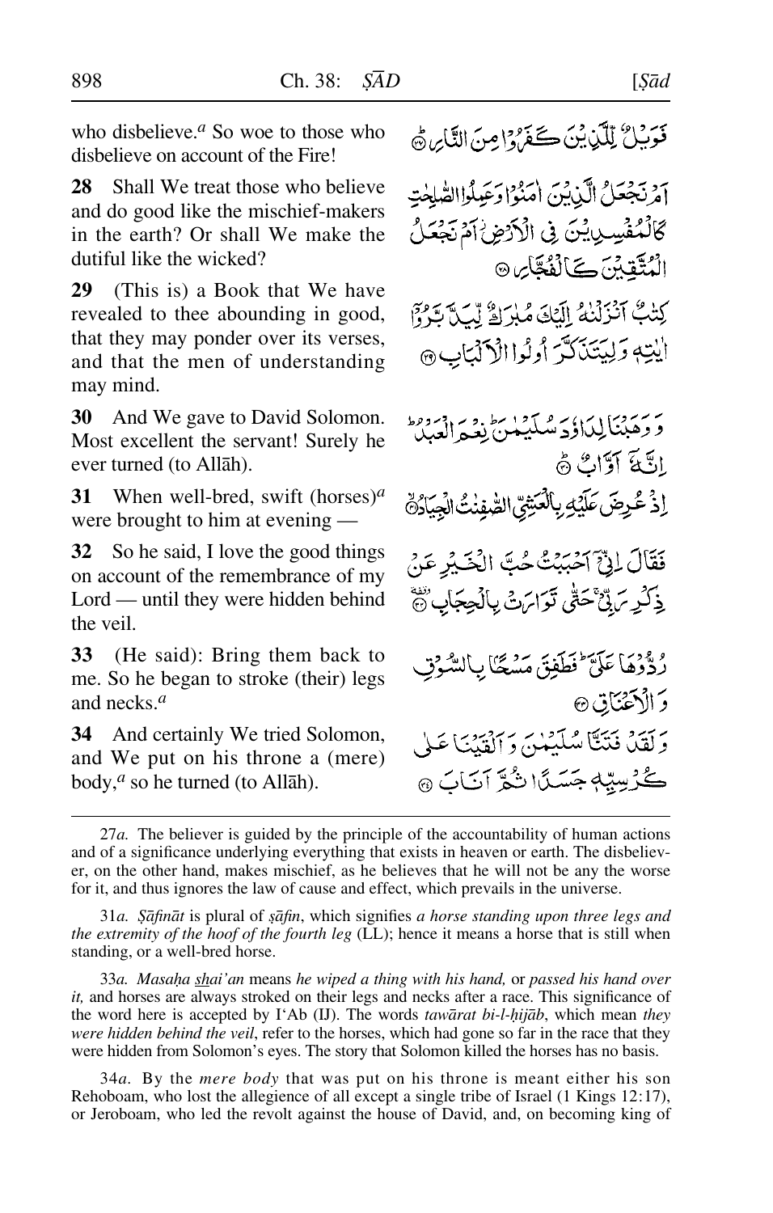who disbelieve.[a] So woe to those who disbelieve on account of the Fire!

فَوَيْلٌ لِّلَّذِينَ كَفَرُوا مِنَ النَّارِ ۝٢٧

**28** Shall We treat those who believe and do good like the mischief-makers in the earth? Or shall We make the dutiful like the wicked?

أَمْ نَجْعَلُ الَّذِينَ آمَنُوا وَعَمِلُوا الصَّالِحَاتِ كَالْمُفْسِدِينَ فِي الْأَرْضِ أَمْ نَجْعَلُ الْمُتَّقِينَ كَالْفُجَّارِ ۝٢٨

**29** (This is) a Book that We have revealed to thee abounding in good, that they may ponder over its verses, and that the men of understanding may mind.

كِتَابٌ أَنزَلْنَاهُ إِلَيْكَ مُبَارَكٌ لِّيَدَّبَّرُوا آيَاتِهِ وَلِيَتَذَكَّرَ أُولُو الْأَلْبَابِ ۝٢٩

**30** And We gave to David Solomon. Most excellent the servant! Surely he ever turned (to Allāh).

وَوَهَبْنَا لِدَاوُودَ سُلَيْمَانَ ۚ نِعْمَ الْعَبْدُ ۖ إِنَّهُ أَوَّابٌ ۝٣٠

**31** When well-bred, swift (horses)[a] were brought to him at evening —

إِذْ عُرِضَ عَلَيْهِ بِالْعَشِيِّ الصَّافِنَاتُ الْجِيَادُ ۝٣١

**32** So he said, I love the good things on account of the remembrance of my Lord — until they were hidden behind the veil.

فَقَالَ إِنِّي أَحْبَبْتُ حُبَّ الْخَيْرِ عَن ذِكْرِ رَبِّي حَتَّىٰ تَوَارَتْ بِالْحِجَابِ ۝٣٢

**33** (He said): Bring them back to me. So he began to stroke (their) legs and necks.[a]

رُدُّوهَا عَلَيَّ ۖ فَطَفِقَ مَسْحًا بِالسُّوقِ وَالْأَعْنَاقِ ۝٣٣

**34** And certainly We tried Solomon, and We put on his throne a (mere) body,[a] so he turned (to Allāh).

وَلَقَدْ فَتَنَّا سُلَيْمَانَ وَأَلْقَيْنَا عَلَىٰ كُرْسِيِّهِ جَسَدًا ثُمَّ أَنَابَ ۝٣٤

---

27*a*. The believer is guided by the principle of the accountability of human actions and of a significance underlying everything that exists in heaven or earth. The disbeliever, on the other hand, makes mischief, as he believes that he will not be any the worse for it, and thus ignores the law of cause and effect, which prevails in the universe.

31*a*. *Ṣāfināt* is plural of *ṣāfin*, which signifies *a horse standing upon three legs and the extremity of the hoof of the fourth leg* (LL); hence it means a horse that is still when standing, or a well-bred horse.

33*a*. *Masaḥa shai'an* means *he wiped a thing with his hand,* or *passed his hand over it,* and horses are always stroked on their legs and necks after a race. This significance of the word here is accepted by I'Ab (IJ). The words *tawārat bi-l-ḥijāb*, which mean *they were hidden behind the veil*, refer to the horses, which had gone so far in the race that they were hidden from Solomon's eyes. The story that Solomon killed the horses has no basis.

34*a*. By the *mere body* that was put on his throne is meant either his son Rehoboam, who lost the allegience of all except a single tribe of Israel (1 Kings 12:17), or Jeroboam, who led the revolt against the house of David, and, on becoming king of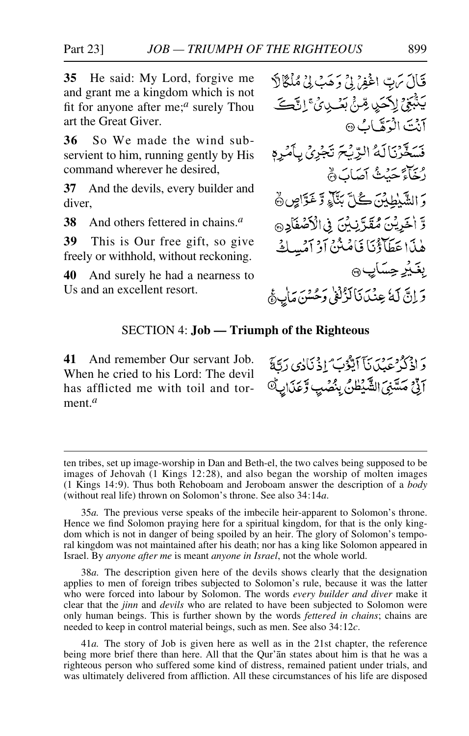**35** He said: My Lord, forgive me and grant me a kingdom which is not fit for anyone after me;[a] surely Thou art the Great Giver.

قَالَ رَبِّ اغْفِرْ لِيْ وَهَبْ لِيْ مُلْكًا لَّا يَنْۢبَغِيْ لِاَحَدٍ مِّنْۢ بَعْدِيْ ۚ اِنَّكَ اَنْتَ الْوَهَّابُ ۝

**36** So We made the wind subservient to him, running gently by His command wherever he desired,

فَسَخَّرْنَا لَهُ الرِّيْحَ تَجْرِيْ بِاَمْرِهٖ رُخَآءً حَيْثُ اَصَابَ ۝

**37** And the devils, every builder and diver,

وَالشَّيٰطِيْنَ كُلَّ بَنَّآءٍ وَّغَوَّاصٍ ۝

**38** And others fettered in chains.[a]

وَّاٰخَرِيْنَ مُقَرَّنِيْنَ فِي الْاَصْفَادِ ۝

**39** This is Our free gift, so give freely or withhold, without reckoning.

هٰذَا عَطَآؤُنَا فَامْنُنْ اَوْ اَمْسِكْ بِغَيْرِ حِسَابٍ ۝

**40** And surely he had a nearness to Us and an excellent resort.

وَاِنَّ لَهٗ عِنْدَنَا لَزُلْفٰى وَحُسْنَ مَاٰبٍ ۝

## SECTION 4: **Job — Triumph of the Righteous**

**41** And remember Our servant Job. When he cried to his Lord: The devil has afflicted me with toil and torment.[a]

وَاذْكُرْ عَبْدَنَآ اَيُّوْبَ ۘ اِذْ نَادٰى رَبَّهٗٓ اَنِّيْ مَسَّنِيَ الشَّيْطٰنُ بِنُصْبٍ وَّعَذَابٍ ۝

---

ten tribes, set up image-worship in Dan and Beth-el, the two calves being supposed to be images of Jehovah (1 Kings 12:28), and also began the worship of molten images (1 Kings 14:9). Thus both Rehoboam and Jeroboam answer the description of a *body* (without real life) thrown on Solomon's throne. See also 34:14*a*.

35*a.* The previous verse speaks of the imbecile heir-apparent to Solomon's throne. Hence we find Solomon praying here for a spiritual kingdom, for that is the only kingdom which is not in danger of being spoiled by an heir. The glory of Solomon's temporal kingdom was not maintained after his death; nor has a king like Solomon appeared in Israel. By *anyone after me* is meant *anyone in Israel*, not the whole world.

38*a.* The description given here of the devils shows clearly that the designation applies to men of foreign tribes subjected to Solomon's rule, because it was the latter who were forced into labour by Solomon. The words *every builder and diver* make it clear that the *jinn* and *devils* who are related to have been subjected to Solomon were only human beings. This is further shown by the words *fettered in chains*; chains are needed to keep in control material beings, such as men. See also 34:12*c*.

41*a.* The story of Job is given here as well as in the 21st chapter, the reference being more brief there than here. All that the Qur'ān states about him is that he was a righteous person who suffered some kind of distress, remained patient under trials, and was ultimately delivered from affliction. All these circumstances of his life are disposed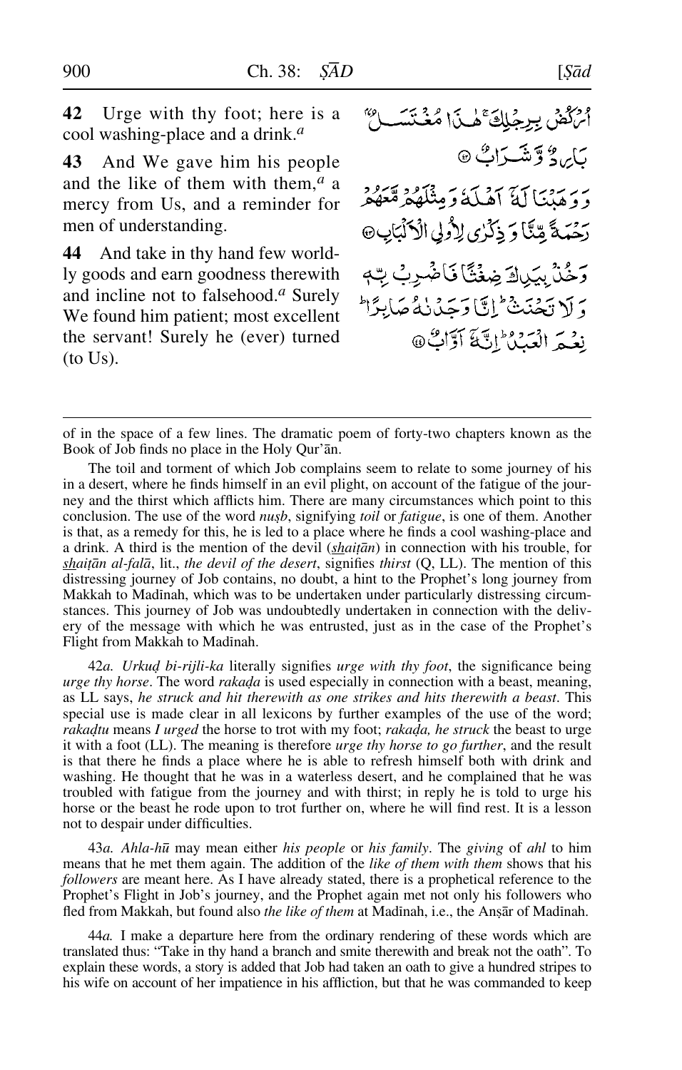**42** Urge with thy foot; here is a cool washing-place and a drink.[a]

**43** And We gave him his people and the like of them with them,[a] a mercy from Us, and a reminder for men of understanding.

**44** And take in thy hand few worldly goods and earn goodness therewith and incline not to falsehood.[a] Surely We found him patient; most excellent the servant! Surely he (ever) turned (to Us).

اُرْكُضْ بِرِجْلِكَ ۚ هٰذَا مُغْتَسَلٌۢ بَارِدٌ وَّ شَرَابٌ ﴿۴۲﴾

وَ وَهَبْنَا لَهٗۤ اَهْلَهٗ وَ مِثْلَهُمْ مَّعَهُمْ رَحْمَةً مِّنَّا وَ ذِكْرٰی لِاُولِی الْاَلْبَابِ ﴿۴۳﴾

وَ خُذْ بِیَدِكَ ضِغْثًا فَاضْرِبْ بِّهٖ وَ لَا تَحْنَثْ ؕ اِنَّا وَجَدْنٰهُ صَابِرًا ؕ نِعْمَ الْعَبْدُ ؕ اِنَّهٗۤ اَوَّابٌ ﴿۴۴﴾

---

of in the space of a few lines. The dramatic poem of forty-two chapters known as the Book of Job finds no place in the Holy Qur'ān.

The toil and torment of which Job complains seem to relate to some journey of his in a desert, where he finds himself in an evil plight, on account of the fatigue of the journey and the thirst which afflicts him. There are many circumstances which point to this conclusion. The use of the word *nuṣb*, signifying *toil* or *fatigue*, is one of them. Another is that, as a remedy for this, he is led to a place where he finds a cool washing-place and a drink. A third is the mention of the devil (*shaiṭān*) in connection with his trouble, for *shaiṭān al-falā*, lit., *the devil of the desert*, signifies *thirst* (Q, LL). The mention of this distressing journey of Job contains, no doubt, a hint to the Prophet's long journey from Makkah to Madīnah, which was to be undertaken under particularly distressing circumstances. This journey of Job was undoubtedly undertaken in connection with the delivery of the message with which he was entrusted, just as in the case of the Prophet's Flight from Makkah to Madīnah.

42*a.* *Urkuḍ bi-rijli-ka* literally signifies *urge with thy foot*, the significance being *urge thy horse*. The word *rakaḍa* is used especially in connection with a beast, meaning, as LL says, *he struck and hit therewith as one strikes and hits therewith a beast*. This special use is made clear in all lexicons by further examples of the use of the word; *rakaḍtu* means *I urged* the horse to trot with my foot; *rakaḍa, he struck* the beast to urge it with a foot (LL). The meaning is therefore *urge thy horse to go further*, and the result is that there he finds a place where he is able to refresh himself both with drink and washing. He thought that he was in a waterless desert, and he complained that he was troubled with fatigue from the journey and with thirst; in reply he is told to urge his horse or the beast he rode upon to trot further on, where he will find rest. It is a lesson not to despair under difficulties.

43*a.* *Ahla-hū* may mean either *his people* or *his family*. The *giving* of *ahl* to him means that he met them again. The addition of the *like of them with them* shows that his *followers* are meant here. As I have already stated, there is a prophetical reference to the Prophet's Flight in Job's journey, and the Prophet again met not only his followers who fled from Makkah, but found also *the like of them* at Madīnah, i.e., the Anṣār of Madīnah.

44*a.* I make a departure here from the ordinary rendering of these words which are translated thus: "Take in thy hand a branch and smite therewith and break not the oath". To explain these words, a story is added that Job had taken an oath to give a hundred stripes to his wife on account of her impatience in his affliction, but that he was commanded to keep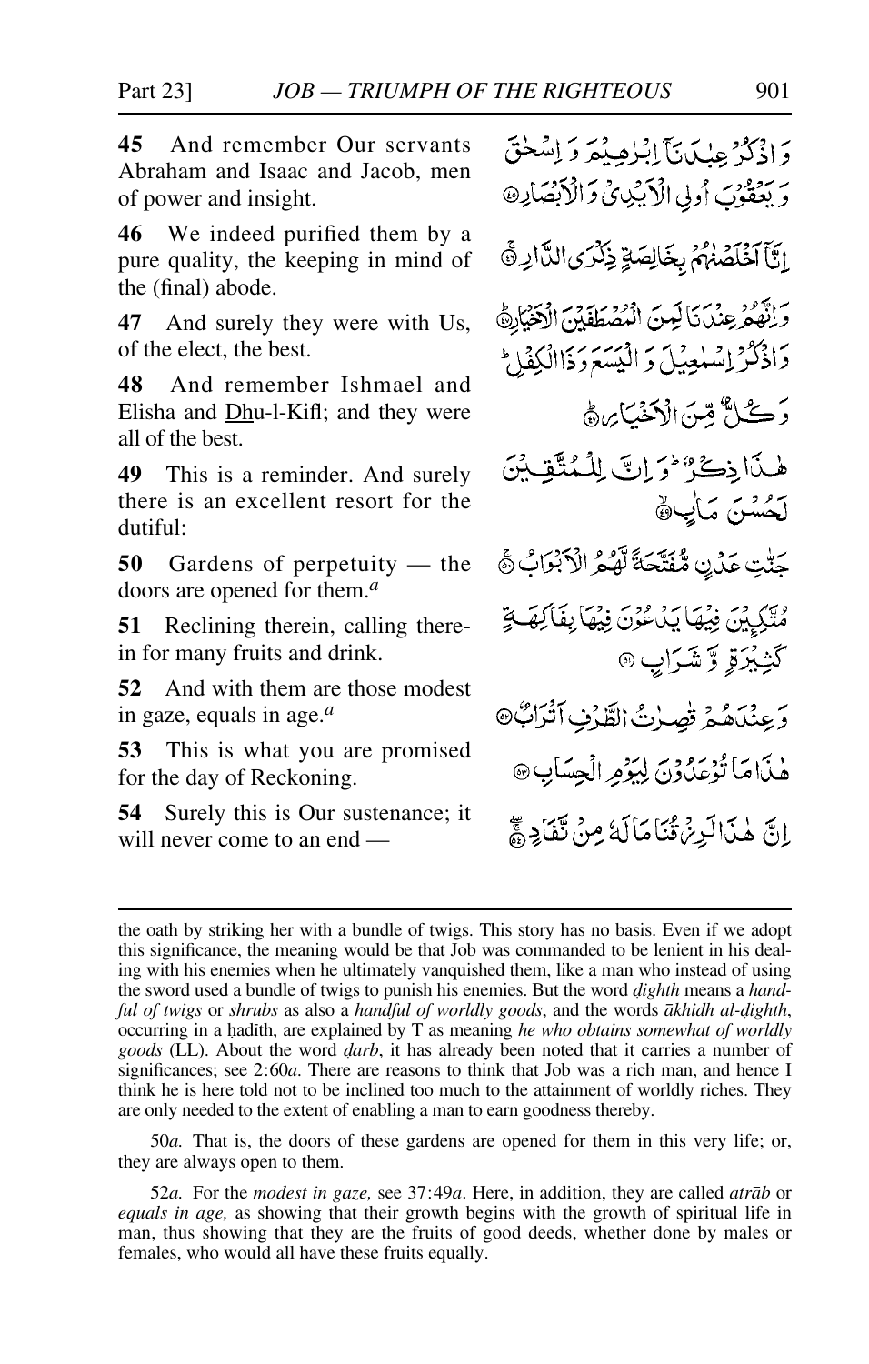**45** And remember Our servants Abraham and Isaac and Jacob, men of power and insight.

وَ اذْكُرْ عِبٰدَنَآ اِبْرٰهِيْمَ وَ اِسْحٰقَ وَ يَعْقُوْبَ اُولِي الْاَيْدِيْ وَ الْاَبْصَارِ ﴿۴۵﴾

**46** We indeed purified them by a pure quality, the keeping in mind of the (final) abode.

اِنَّآ اَخْلَصْنٰهُمْ بِخَالِصَةٍ ذِكْرَى الدَّارِ ﴿۴۶﴾

**47** And surely they were with Us, of the elect, the best.

وَ اِنَّهُمْ عِنْدَنَا لَمِنَ الْمُصْطَفَيْنَ الْاَخْيَارِ ﴿۴۷﴾

**48** And remember Ishmael and Elisha and Dhu-l-Kifl; and they were all of the best.

وَ اذْكُرْ اِسْمٰعِيْلَ وَ الْيَسَعَ وَ ذَا الْكِفْلِ ؕ وَ كُلٌّ مِّنَ الْاَخْيَارِ ﴿۴۸﴾

**49** This is a reminder. And surely there is an excellent resort for the dutiful:

هٰذَا ذِكْرٌ ؕ وَ اِنَّ لِلْمُتَّقِيْنَ لَحُسْنَ مَاٰبٍ ﴿۴۹﴾

**50** Gardens of perpetuity — the doors are opened for them.[a]

جَنّٰتِ عَدْنٍ مُّفَتَّحَةً لَّهُمُ الْاَبْوَابُ ﴿۵۰﴾

**51** Reclining therein, calling therein for many fruits and drink.

مُتَّكِـِٕيْنَ فِيْهَا يَدْعُوْنَ فِيْهَا بِفَاكِهَةٍ كَثِيْرَةٍ وَّ شَرَابٍ ﴿۵۱﴾

**52** And with them are those modest in gaze, equals in age.[a]

وَ عِنْدَهُمْ قٰصِرٰتُ الطَّرْفِ اَتْرَابٌ ﴿۵۲﴾

**53** This is what you are promised for the day of Reckoning.

هٰذَا مَا تُوْعَدُوْنَ لِيَوْمِ الْحِسَابِ ﴿۵۳﴾

**54** Surely this is Our sustenance; it will never come to an end —

اِنَّ هٰذَا لَرِزْقُنَا مَا لَهٗ مِنْ نَّفَادٍ ﴿۵۴﴾

---

the oath by striking her with a bundle of twigs. This story has no basis. Even if we adopt this significance, the meaning would be that Job was commanded to be lenient in his dealing with his enemies when he ultimately vanquished them, like a man who instead of using the sword used a bundle of twigs to punish his enemies. But the word *ḍighth* means a *handful of twigs* or *shrubs* as also a *handful of worldly goods*, and the words *ākhidh al-ḍighth*, occurring in a ḥadīth, are explained by T as meaning *he who obtains somewhat of worldly goods* (LL). About the word *ḍarb*, it has already been noted that it carries a number of significances; see 2:60*a*. There are reasons to think that Job was a rich man, and hence I think he is here told not to be inclined too much to the attainment of worldly riches. They are only needed to the extent of enabling a man to earn goodness thereby.

50*a.* That is, the doors of these gardens are opened for them in this very life; or, they are always open to them.

52*a.* For the *modest in gaze,* see 37:49*a*. Here, in addition, they are called *atrāb* or *equals in age,* as showing that their growth begins with the growth of spiritual life in man, thus showing that they are the fruits of good deeds, whether done by males or females, who would all have these fruits equally.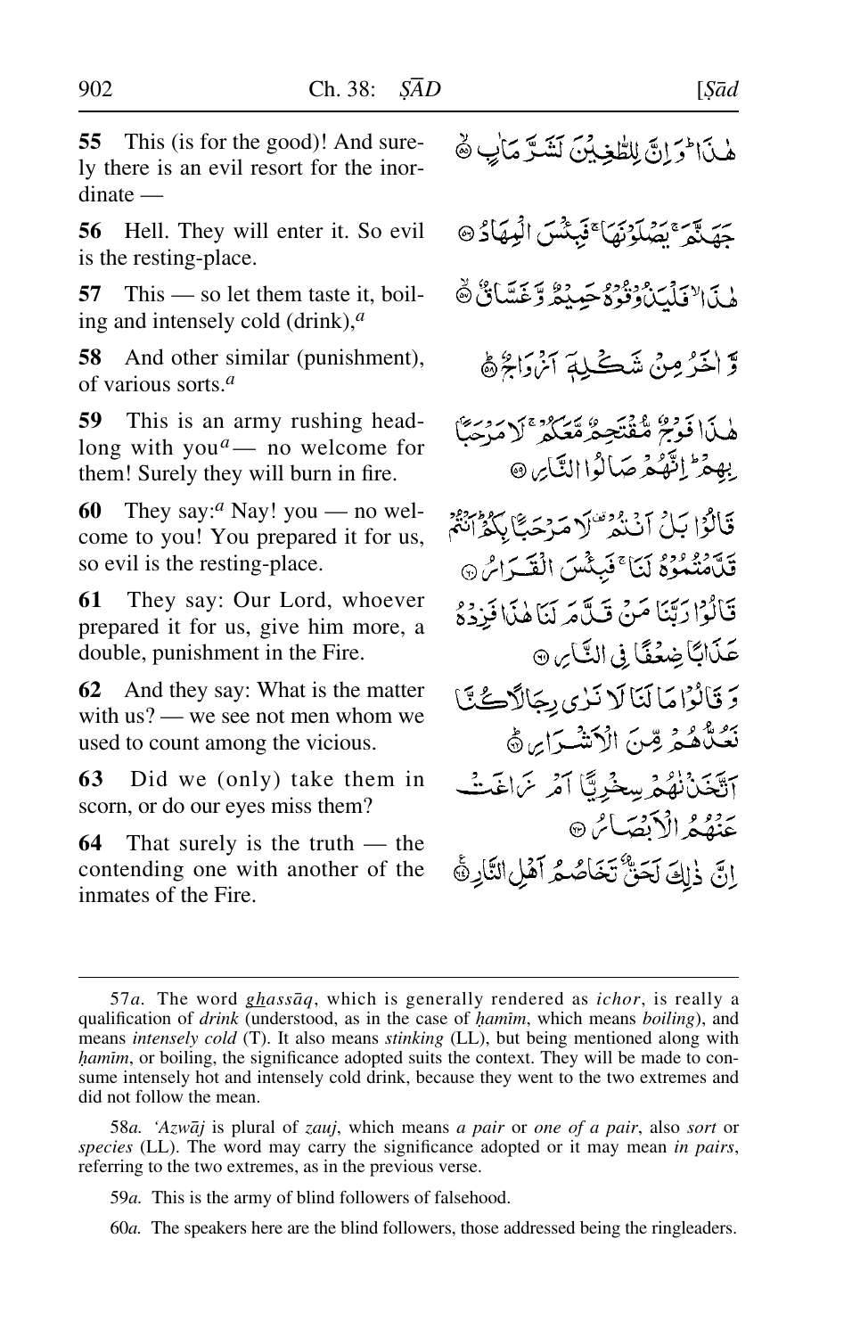**55** This (is for the good)! And surely there is an evil resort for the inordinate —

هٰذَا ۗ وَ اِنَّ لِلطّٰغِيۡنَ لَشَرَّ مَاٰبٍ ۙ

**56** Hell. They will enter it. So evil is the resting-place.

جَهَنَّمَ ۚ يَصۡلَوۡنَهَا ۚ فَبِئۡسَ الۡمِهَادُ

**57** This — so let them taste it, boiling and intensely cold (drink),[a]

هٰذَا ۙ فَلۡيَذُوۡقُوۡهُ حَمِيۡمٌ وَّ غَسَّاقٌ ۙ

**58** And other similar (punishment), of various sorts.[a]

وَّ اٰخَرُ مِنۡ شَكۡلِهٖۤ اَزۡوَاجٌ ؕ

**59** This is an army rushing headlong with you[a] — no welcome for them! Surely they will burn in fire.

هٰذَا فَوۡجٌ مُّقۡتَحِمٌ مَّعَكُمۡ ۚ لَا مَرۡحَبًۢا بِهِمۡ ؕ اِنَّهُمۡ صَالُوا النَّارِ

**60** They say:[a] Nay! you — no welcome to you! You prepared it for us, so evil is the resting-place.

قَالُوۡا بَلۡ اَنۡتُمۡ ۟ لَا مَرۡحَبًۢا بِكُمۡ ؕ اَنۡتُمۡ قَدَّمۡتُمُوۡهُ لَنَا ۚ فَبِئۡسَ الۡقَرَارُ

**61** They say: Our Lord, whoever prepared it for us, give him more, a double, punishment in the Fire.

قَالُوۡا رَبَّنَا مَنۡ قَدَّمَ لَنَا هٰذَا فَزِدۡهُ عَذَابًا ضِعۡفًا فِی النَّارِ

**62** And they say: What is the matter with us? — we see not men whom we used to count among the vicious.

وَ قَالُوۡا مَا لَنَا لَا نَرٰی رِجَالًا كُنَّا نَعُدُّهُمۡ مِّنَ الۡاَشۡرَارِ ؕ

**63** Did we (only) take them in scorn, or do our eyes miss them?

اَتَّخَذۡنٰهُمۡ سِخۡرِيًّا اَمۡ زَاغَتۡ عَنۡهُمُ الۡاَبۡصَارُ

**64** That surely is the truth — the contending one with another of the inmates of the Fire.

اِنَّ ذٰلِكَ لَحَقٌّ تَخَاصُمُ اَهۡلِ النَّارِ ۟

---

57*a*. The word *ghassāq*, which is generally rendered as *ichor*, is really a qualification of *drink* (understood, as in the case of *ḥamīm*, which means *boiling*), and means *intensely cold* (T). It also means *stinking* (LL), but being mentioned along with *ḥamīm*, or boiling, the significance adopted suits the context. They will be made to consume intensely hot and intensely cold drink, because they went to the two extremes and did not follow the mean.

58*a*. *'Azwāj* is plural of *zauj*, which means *a pair* or *one of a pair*, also *sort* or *species* (LL). The word may carry the significance adopted or it may mean *in pairs*, referring to the two extremes, as in the previous verse.

59*a*. This is the army of blind followers of falsehood.

60*a*. The speakers here are the blind followers, those addressed being the ringleaders.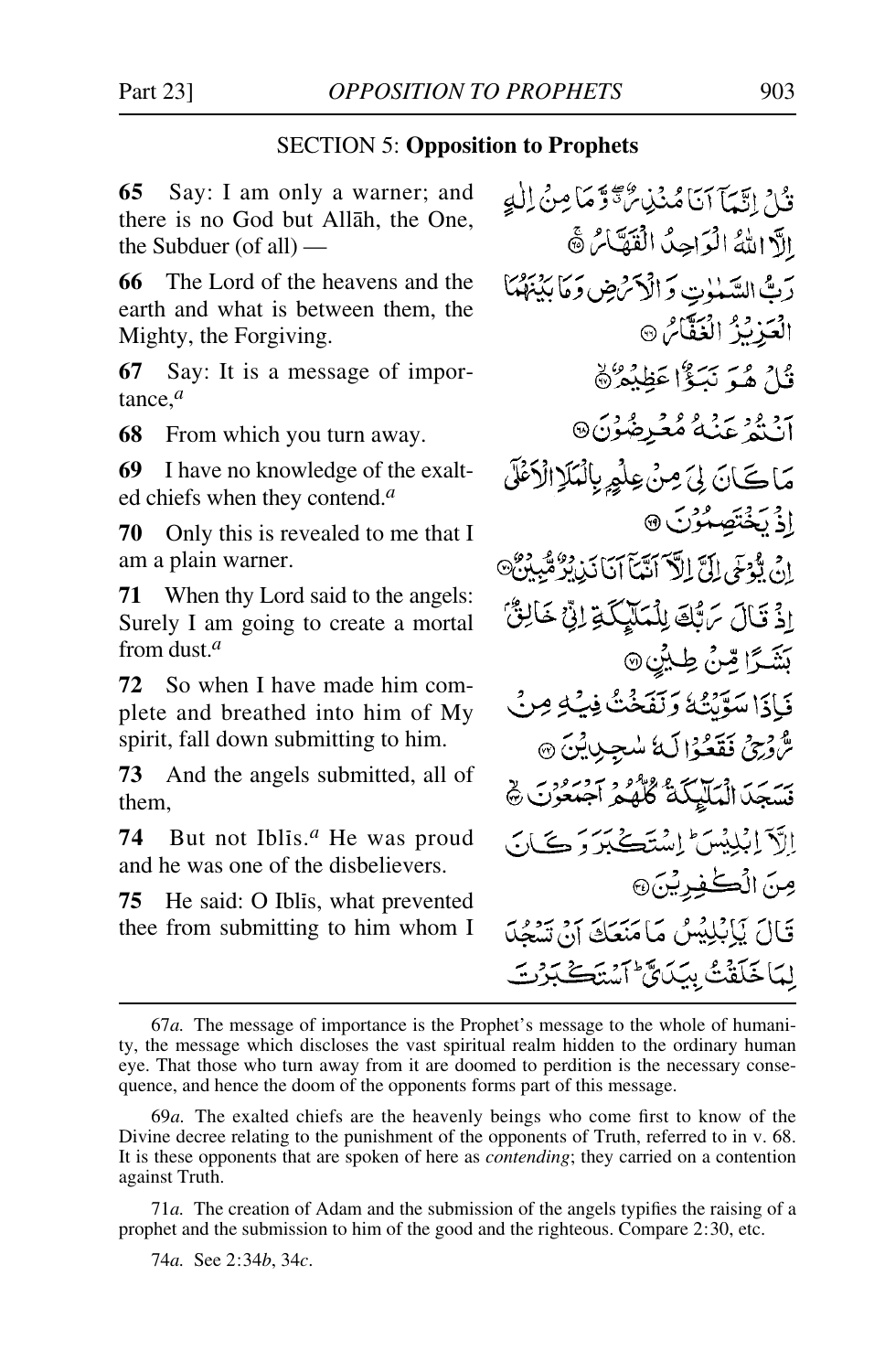## SECTION 5: **Opposition to Prophets**

**65** Say: I am only a warner; and there is no God but Allāh, the One, the Subduer (of all) —

**66** The Lord of the heavens and the earth and what is between them, the Mighty, the Forgiving.

**67** Say: It is a message of importance,[a]

**68** From which you turn away.

**69** I have no knowledge of the exalted chiefs when they contend.[a]

**70** Only this is revealed to me that I am a plain warner.

**71** When thy Lord said to the angels: Surely I am going to create a mortal from dust.[a]

**72** So when I have made him complete and breathed into him of My spirit, fall down submitting to him.

**73** And the angels submitted, all of them,

**74** But not Iblīs.[a] He was proud and he was one of the disbelievers.

**75** He said: O Iblīs, what prevented thee from submitting to him whom I

قُلْ اِنَّمَآ اَنَا مُنْذِرٌ ۖ وَّمَا مِنْ اِلٰهٍ اِلَّا اللّٰهُ الْوَاحِدُ الْقَهَّارُ ۚ

رَبُّ السَّمٰوٰتِ وَالْاَرْضِ وَمَا بَيْنَهُمَا الْعَزِيْزُ الْغَفَّارُ ۝

قُلْ هُوَ نَبَؤٌا عَظِيْمٌ ۙ

اَنْتُمْ عَنْهُ مُعْرِضُوْنَ ۝

مَا كَانَ لِيَ مِنْ عِلْمٍۭ بِالْمَلَاِ الْاَعْلٰٓى اِذْ يَخْتَصِمُوْنَ ۝

اِنْ يُّوْحٰٓى اِلَيَّ اِلَّآ اَنَّمَآ اَنَا نَذِيْرٌ مُّبِيْنٌ ۝

اِذْ قَالَ رَبُّكَ لِلْمَلٰٓئِكَةِ اِنِّيْ خَالِقٌۢ بَشَرًا مِّنْ طِيْنٍ ۝

فَاِذَا سَوَّيْتُهٗ وَنَفَخْتُ فِيْهِ مِنْ رُّوْحِيْ فَقَعُوْا لَهٗ سٰجِدِيْنَ ۝

فَسَجَدَ الْمَلٰٓئِكَةُ كُلُّهُمْ اَجْمَعُوْنَ ۙ

اِلَّآ اِبْلِيْسَ ۭ اِسْتَكْبَرَ وَكَانَ مِنَ الْكٰفِرِيْنَ ۝

قَالَ يٰٓاِبْلِيْسُ مَا مَنَعَكَ اَنْ تَسْجُدَ لِمَا خَلَقْتُ بِيَدَيَّ ۭ اَسْتَكْبَرْتَ

---

67*a.* The message of importance is the Prophet's message to the whole of humanity, the message which discloses the vast spiritual realm hidden to the ordinary human eye. That those who turn away from it are doomed to perdition is the necessary consequence, and hence the doom of the opponents forms part of this message.

69*a.* The exalted chiefs are the heavenly beings who come first to know of the Divine decree relating to the punishment of the opponents of Truth, referred to in v. 68. It is these opponents that are spoken of here as *contending*; they carried on a contention against Truth.

71*a.* The creation of Adam and the submission of the angels typifies the raising of a prophet and the submission to him of the good and the righteous. Compare 2:30, etc.

74*a.* See 2:34*b*, 34*c*.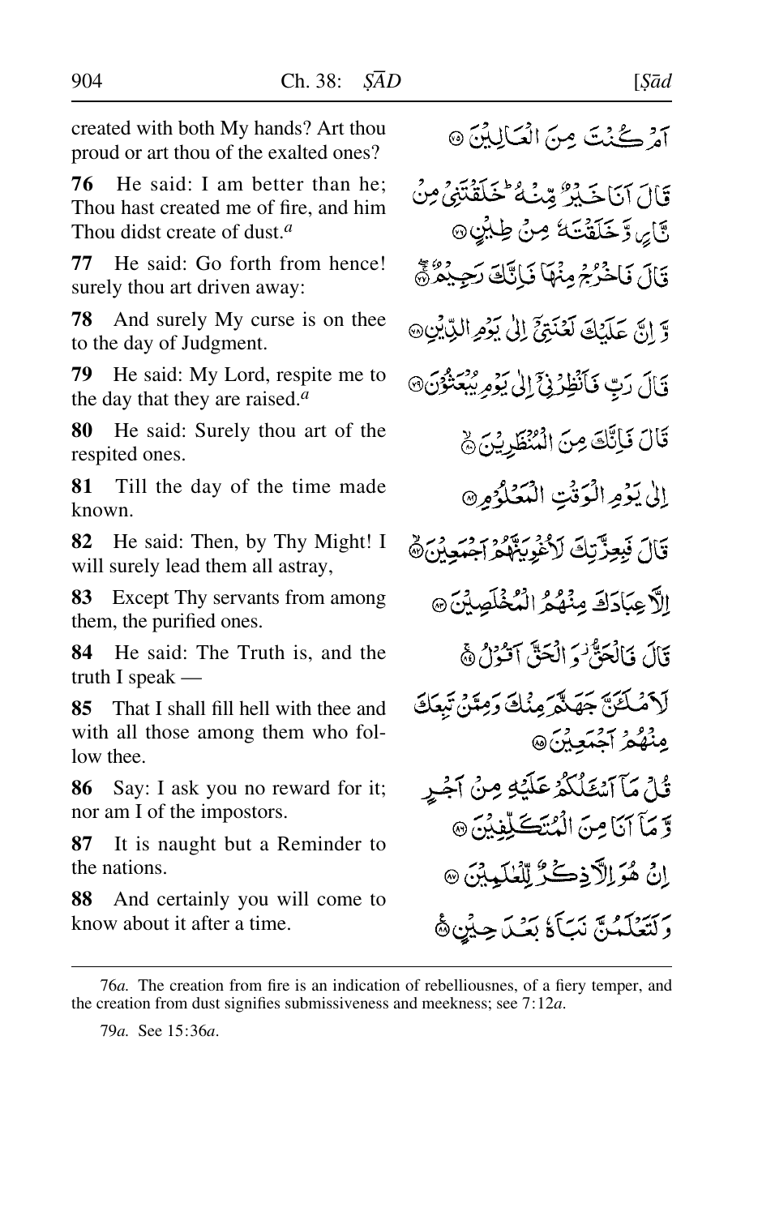created with both My hands? Art thou proud or art thou of the exalted ones?

أَمْ كُنتَ مِنَ الْعَالِينَ ﴿٧٥﴾

**76** He said: I am better than he; Thou hast created me of fire, and him Thou didst create of dust.[a]

قَالَ أَنَا خَيْرٌ مِّنْهُ ۖ خَلَقْتَنِي مِن نَّارٍ وَخَلَقْتَهُ مِن طِينٍ ﴿٧٦﴾

**77** He said: Go forth from hence! surely thou art driven away:

قَالَ فَاخْرُجْ مِنْهَا فَإِنَّكَ رَجِيمٌ ﴿٧٧﴾

**78** And surely My curse is on thee to the day of Judgment.

وَإِنَّ عَلَيْكَ لَعْنَتِي إِلَىٰ يَوْمِ الدِّينِ ﴿٧٨﴾

**79** He said: My Lord, respite me to the day that they are raised.[a]

قَالَ رَبِّ فَأَنظِرْنِي إِلَىٰ يَوْمِ يُبْعَثُونَ ﴿٧٩﴾

**80** He said: Surely thou art of the respited ones.

قَالَ فَإِنَّكَ مِنَ الْمُنظَرِينَ ﴿٨٠﴾

**81** Till the day of the time made known.

إِلَىٰ يَوْمِ الْوَقْتِ الْمَعْلُومِ ﴿٨١﴾

**82** He said: Then, by Thy Might! I will surely lead them all astray,

قَالَ فَبِعِزَّتِكَ لَأُغْوِيَنَّهُمْ أَجْمَعِينَ ﴿٨٢﴾

**83** Except Thy servants from among them, the purified ones.

إِلَّا عِبَادَكَ مِنْهُمُ الْمُخْلَصِينَ ﴿٨٣﴾

**84** He said: The Truth is, and the truth I speak —

قَالَ فَالْحَقُّ وَالْحَقَّ أَقُولُ ﴿٨٤﴾

**85** That I shall fill hell with thee and with all those among them who follow thee.

لَأَمْلَأَنَّ جَهَنَّمَ مِنكَ وَمِمَّن تَبِعَكَ مِنْهُمْ أَجْمَعِينَ ﴿٨٥﴾

**86** Say: I ask you no reward for it; nor am I of the impostors.

قُلْ مَا أَسْأَلُكُمْ عَلَيْهِ مِنْ أَجْرٍ وَمَا أَنَا مِنَ الْمُتَكَلِّفِينَ ﴿٨٦﴾

**87** It is naught but a Reminder to the nations.

إِنْ هُوَ إِلَّا ذِكْرٌ لِّلْعَالَمِينَ ﴿٨٧﴾

**88** And certainly you will come to know about it after a time.

وَلَتَعْلَمُنَّ نَبَأَهُ بَعْدَ حِينٍ ﴿٨٨﴾

---

76*a.* The creation from fire is an indication of rebelliousnes, of a fiery temper, and the creation from dust signifies submissiveness and meekness; see 7:12*a*.

79*a.* See 15:36*a*.